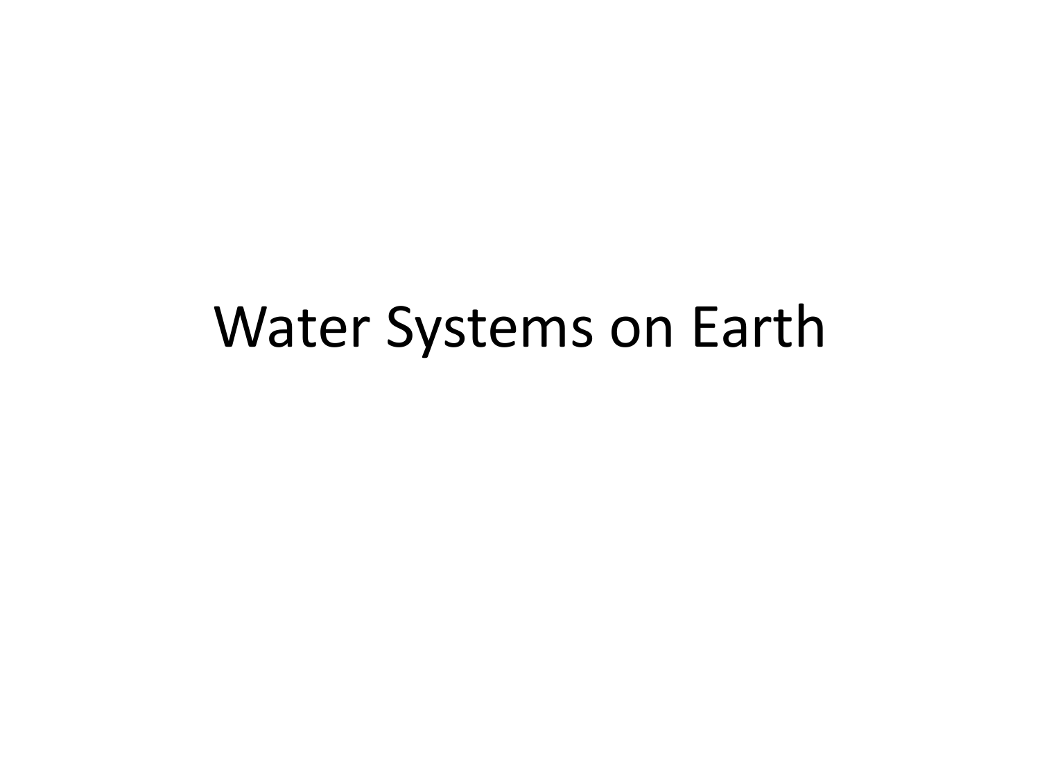# Water Systems on Earth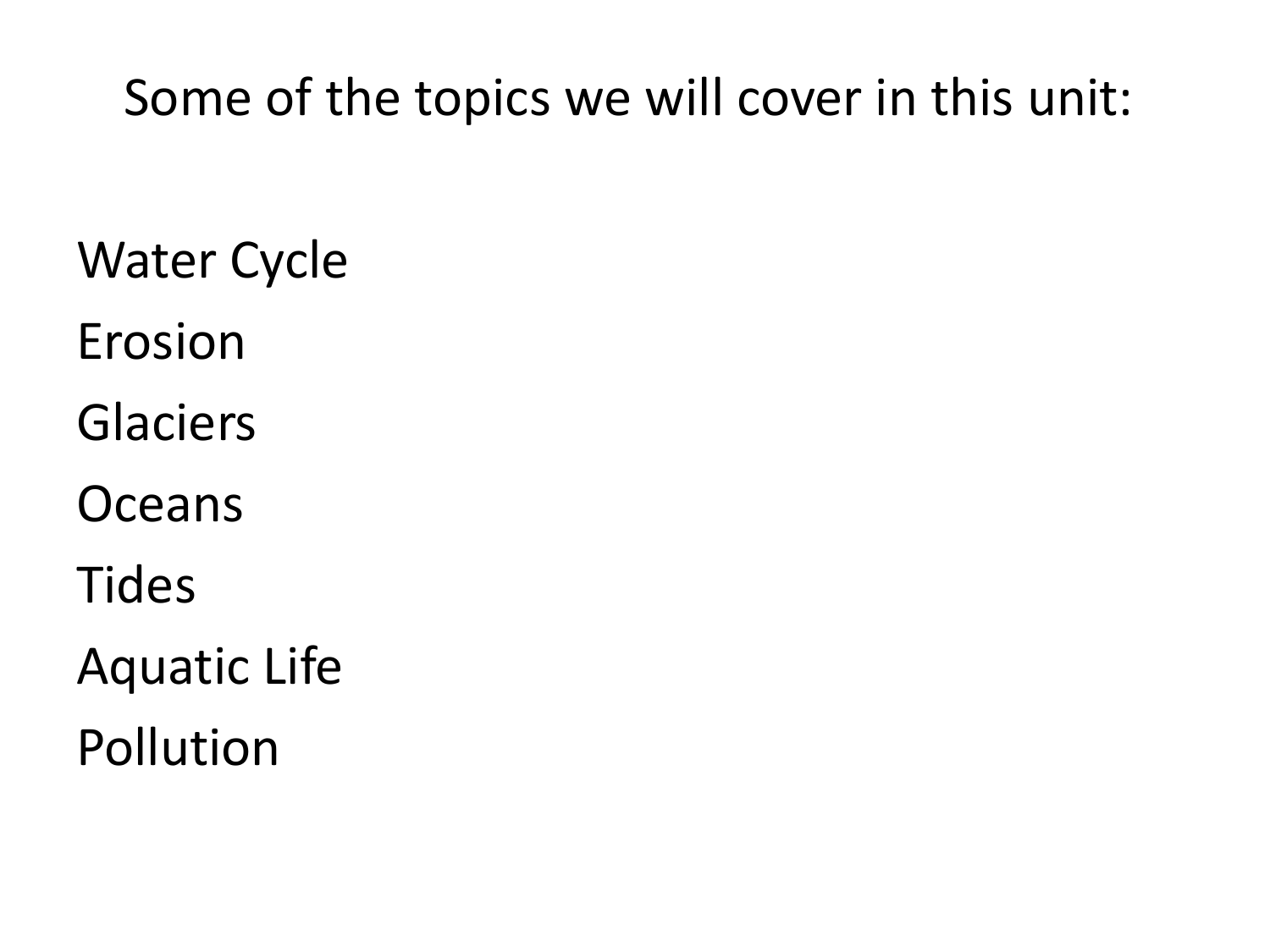Some of the topics we will cover in this unit:

Water Cycle

Erosion

Glaciers

Oceans

Tides

Aquatic Life

Pollution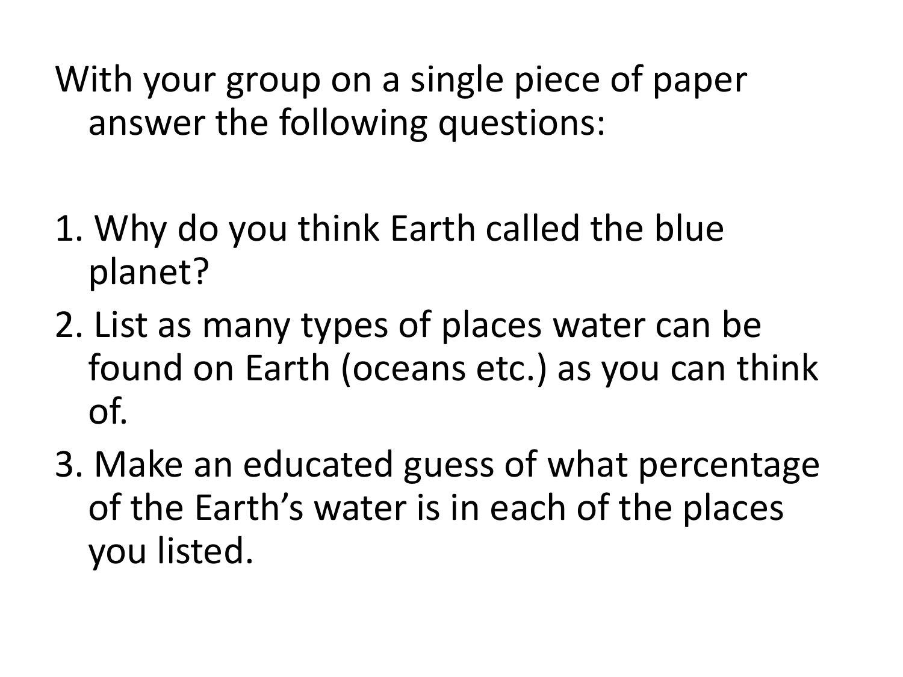With your group on a single piece of paper answer the following questions:

1. Why do you think Earth called the blue planet?
2. List as many types of places water can be found on Earth (oceans etc.) as you can think of.
3. Make an educated guess of what percentage of the Earth's water is in each of the places you listed.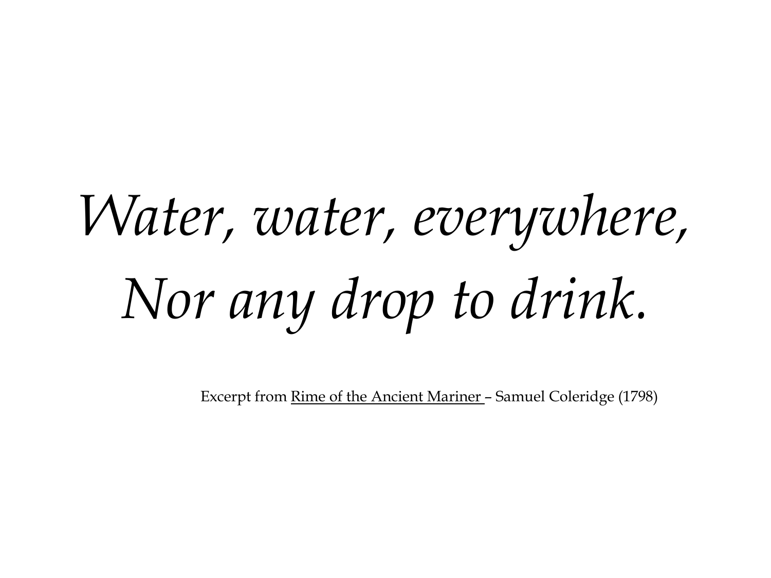*Water, water, everywhere,*
*Nor any drop to drink.*

Excerpt from Rime of the Ancient Mariner – Samuel Coleridge (1798)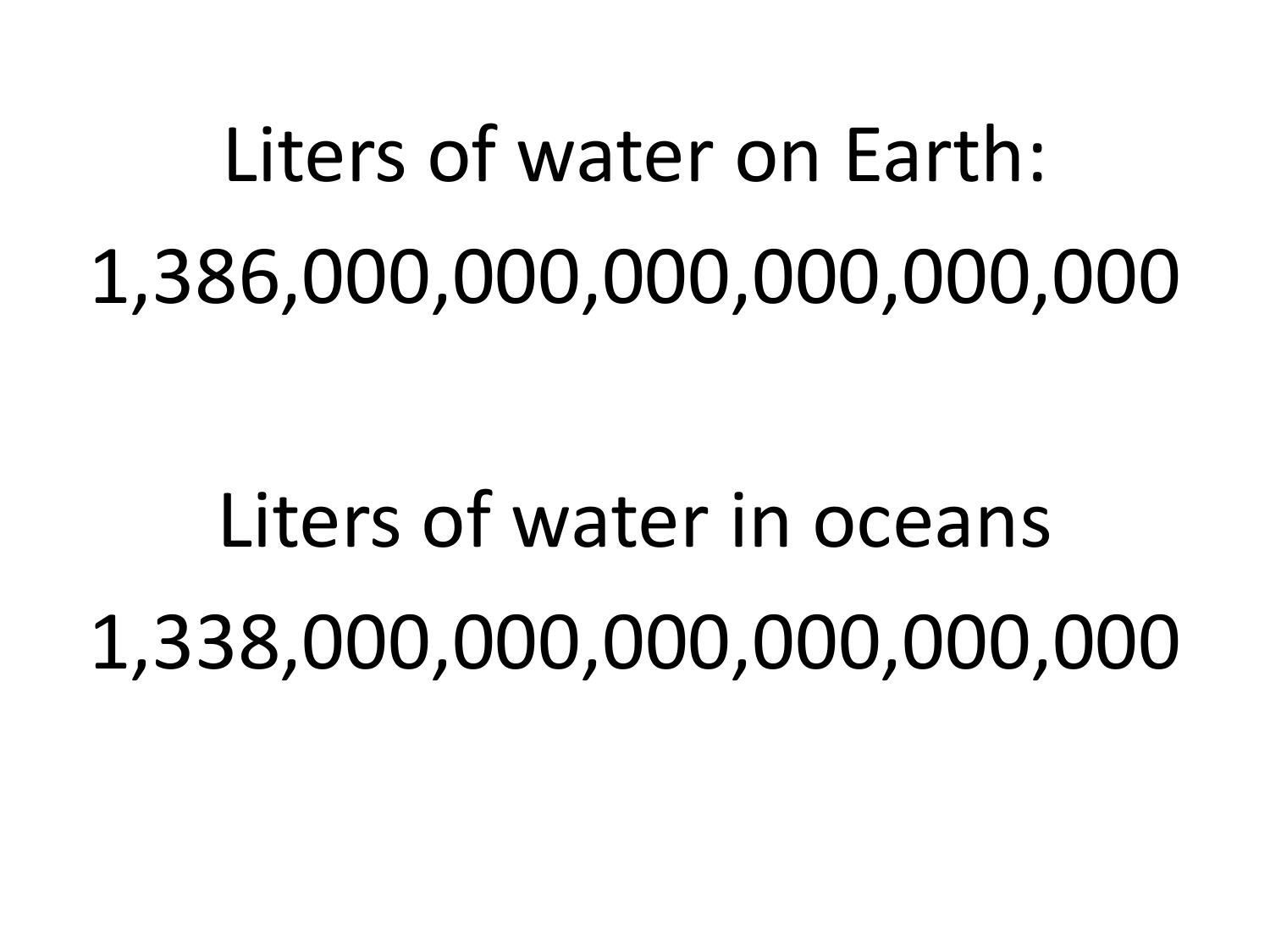Liters of water on Earth:

1,386,000,000,000,000,000,000

Liters of water in oceans

1,338,000,000,000,000,000,000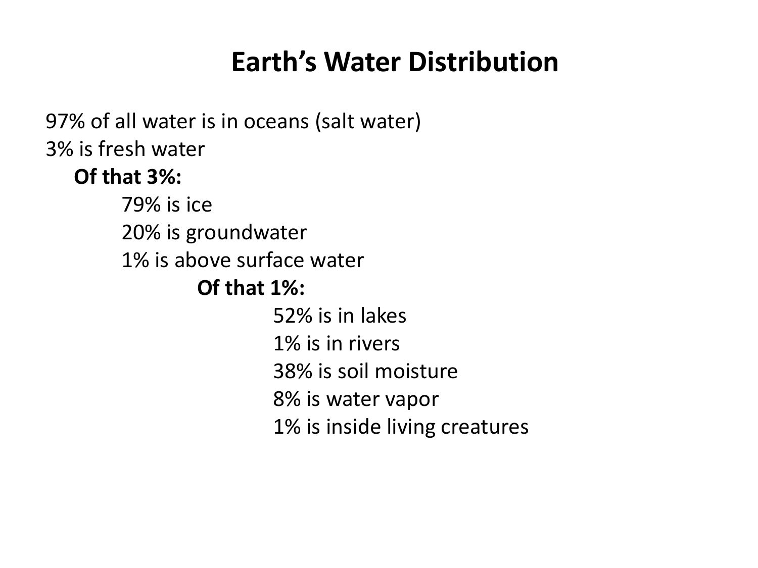# Earth's Water Distribution

97% of all water is in oceans (salt water)
3% is fresh water

**Of that 3%:**

- 79% is ice
- 20% is groundwater
- 1% is above surface water

  **Of that 1%:**

  - 52% is in lakes
  - 1% is in rivers
  - 38% is soil moisture
  - 8% is water vapor
  - 1% is inside living creatures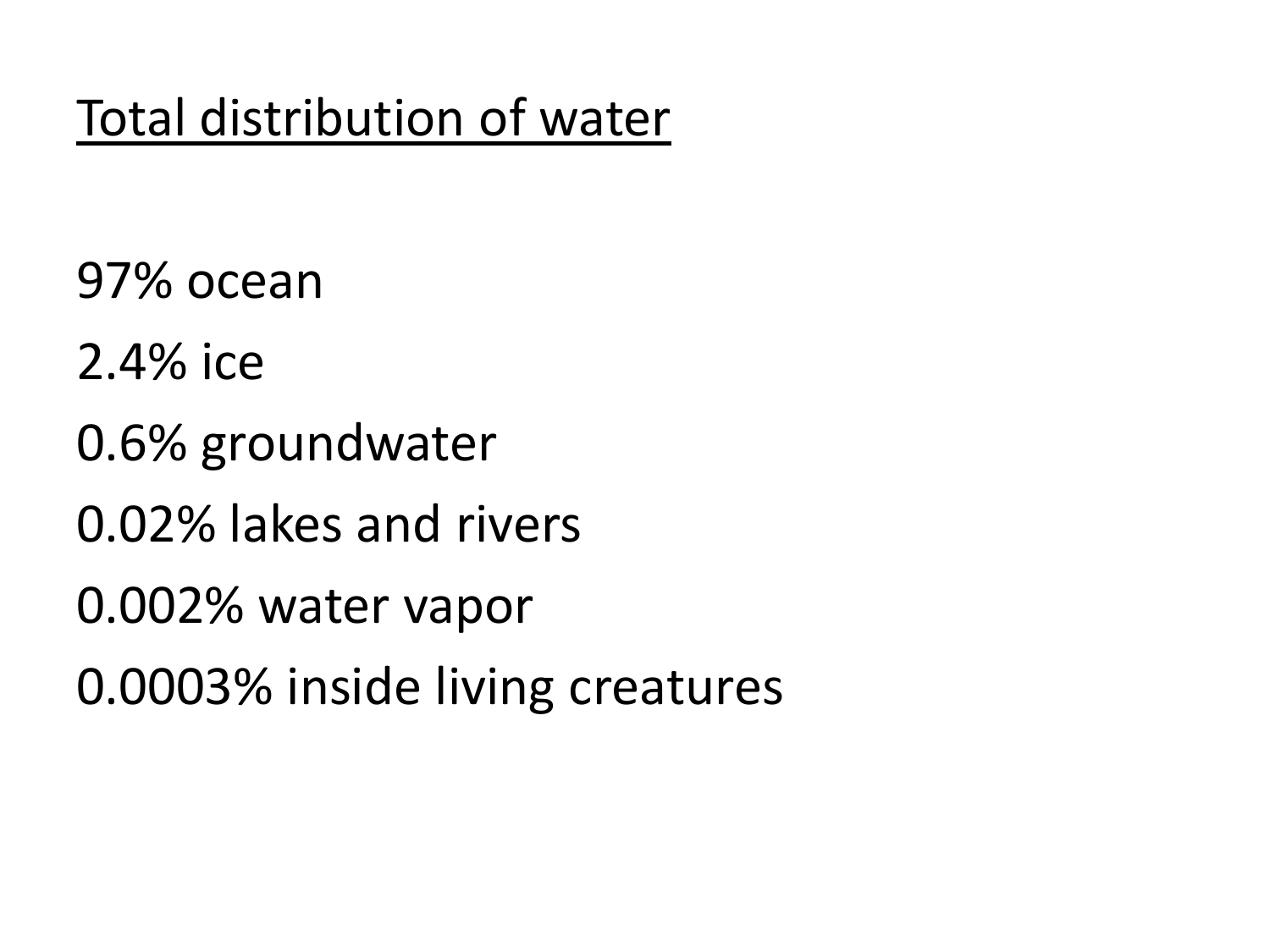# Total distribution of water

97% ocean

2.4% ice

0.6% groundwater

0.02% lakes and rivers

0.002% water vapor

0.0003% inside living creatures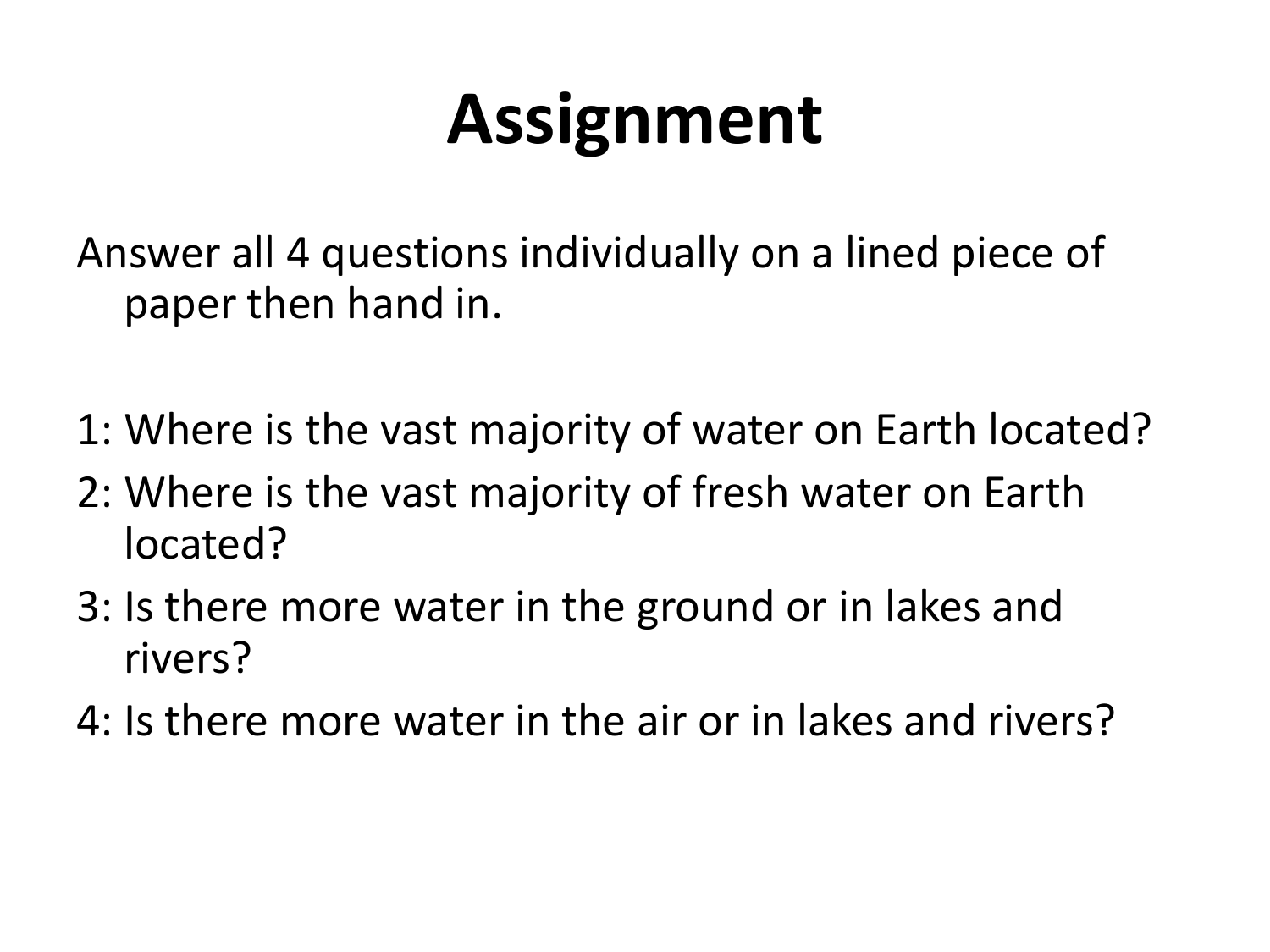# Assignment

Answer all 4 questions individually on a lined piece of paper then hand in.

1: Where is the vast majority of water on Earth located?

2: Where is the vast majority of fresh water on Earth located?

3: Is there more water in the ground or in lakes and rivers?

4: Is there more water in the air or in lakes and rivers?